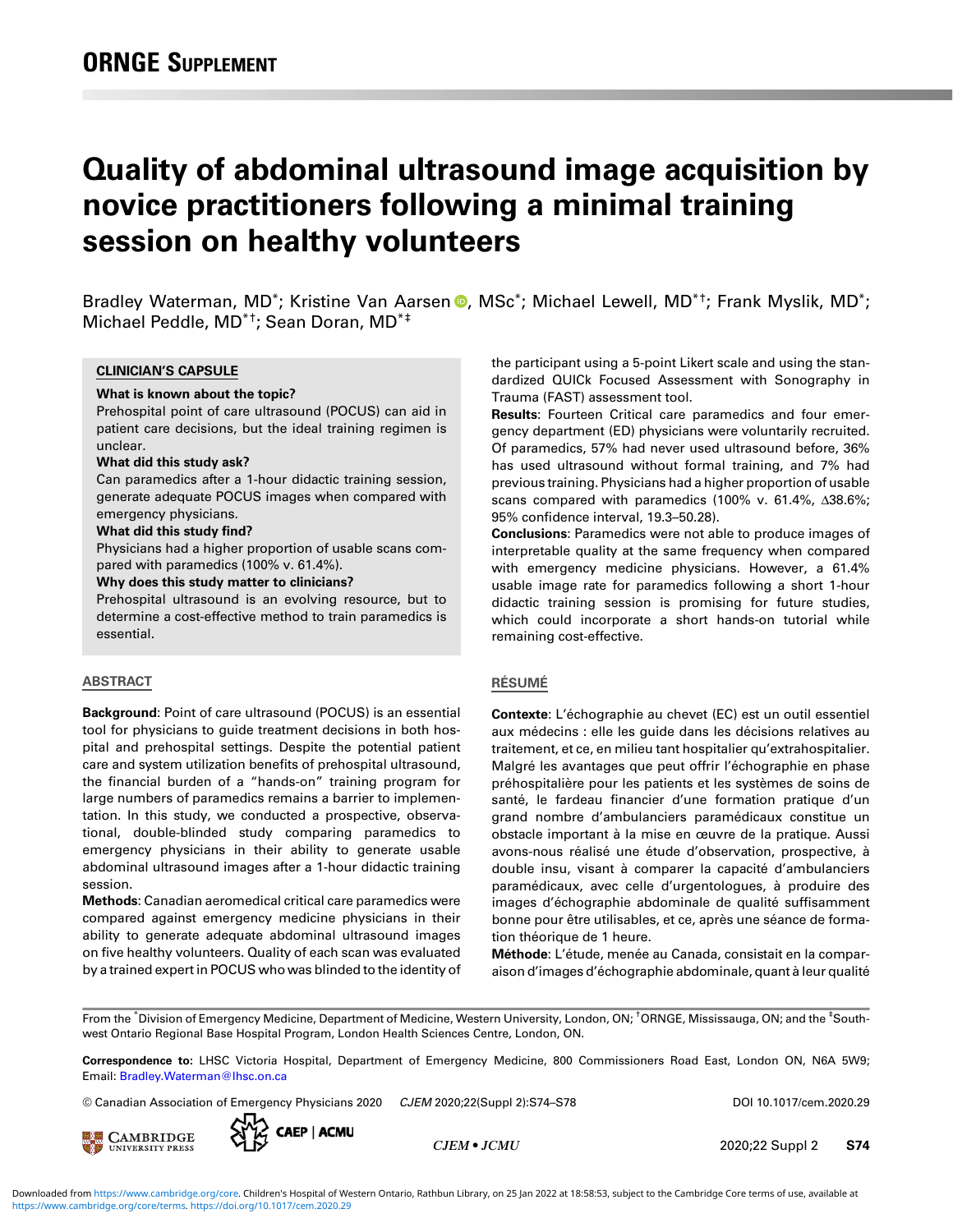# Quality of abdominal ultrasound image acquisition by novice practitioners following a minimal training session on healthy volunteers

Bradley Waterman, MD[*]; Kristine Van Aarsen, MSc[*]; Michael Lewell, MD[*†]; Frank Myslik, MD[*]; Michael Peddle, MD[*†]; Sean Doran, MD[*‡]

## CLINICIAN'S CAPSULE

**What is known about the topic?**
Prehospital point of care ultrasound (POCUS) can aid in patient care decisions, but the ideal training regimen is unclear.

**What did this study ask?**
Can paramedics after a 1-hour didactic training session, generate adequate POCUS images when compared with emergency physicians.

**What did this study find?**
Physicians had a higher proportion of usable scans compared with paramedics (100% v. 61.4%).

**Why does this study matter to clinicians?**
Prehospital ultrasound is an evolving resource, but to determine a cost-effective method to train paramedics is essential.

## ABSTRACT

**Background**: Point of care ultrasound (POCUS) is an essential tool for physicians to guide treatment decisions in both hospital and prehospital settings. Despite the potential patient care and system utilization benefits of prehospital ultrasound, the financial burden of a "hands-on" training program for large numbers of paramedics remains a barrier to implementation. In this study, we conducted a prospective, observational, double-blinded study comparing paramedics to emergency physicians in their ability to generate usable abdominal ultrasound images after a 1-hour didactic training session.

**Methods**: Canadian aeromedical critical care paramedics were compared against emergency medicine physicians in their ability to generate adequate abdominal ultrasound images on five healthy volunteers. Quality of each scan was evaluated by a trained expert in POCUS who was blinded to the identity of the participant using a 5-point Likert scale and using the standardized QUICk Focused Assessment with Sonography in Trauma (FAST) assessment tool.

**Results**: Fourteen Critical care paramedics and four emergency department (ED) physicians were voluntarily recruited. Of paramedics, 57% had never used ultrasound before, 36% has used ultrasound without formal training, and 7% had previous training. Physicians had a higher proportion of usable scans compared with paramedics (100% v. 61.4%, ∆38.6%; 95% confidence interval, 19.3–50.28).

**Conclusions**: Paramedics were not able to produce images of interpretable quality at the same frequency when compared with emergency medicine physicians. However, a 61.4% usable image rate for paramedics following a short 1-hour didactic training session is promising for future studies, which could incorporate a short hands-on tutorial while remaining cost-effective.

## RÉSUMÉ

**Contexte**: L'échographie au chevet (EC) est un outil essentiel aux médecins : elle les guide dans les décisions relatives au traitement, et ce, en milieu tant hospitalier qu'extrahospitalier. Malgré les avantages que peut offrir l'échographie en phase préhospitalière pour les patients et les systèmes de soins de santé, le fardeau financier d'une formation pratique d'un grand nombre d'ambulanciers paramédicaux constitue un obstacle important à la mise en œuvre de la pratique. Aussi avons-nous réalisé une étude d'observation, prospective, à double insu, visant à comparer la capacité d'ambulanciers paramédicaux, avec celle d'urgentologues, à produire des images d'échographie abdominale de qualité suffisamment bonne pour être utilisables, et ce, après une séance de formation théorique de 1 heure.

**Méthode**: L'étude, menée au Canada, consistait en la comparaison d'images d'échographie abdominale, quant à leur qualité

From the [*]Division of Emergency Medicine, Department of Medicine, Western University, London, ON; [†]ORNGE, Mississauga, ON; and the [‡]Southwest Ontario Regional Base Hospital Program, London Health Sciences Centre, London, ON.

**Correspondence to:** LHSC Victoria Hospital, Department of Emergency Medicine, 800 Commissioners Road East, London ON, N6A 5W9; Email: Bradley.Waterman@lhsc.on.ca

© Canadian Association of Emergency Physicians 2020 CJEM 2020;22(Suppl 2):S74–S78 DOI 10.1017/cem.2020.29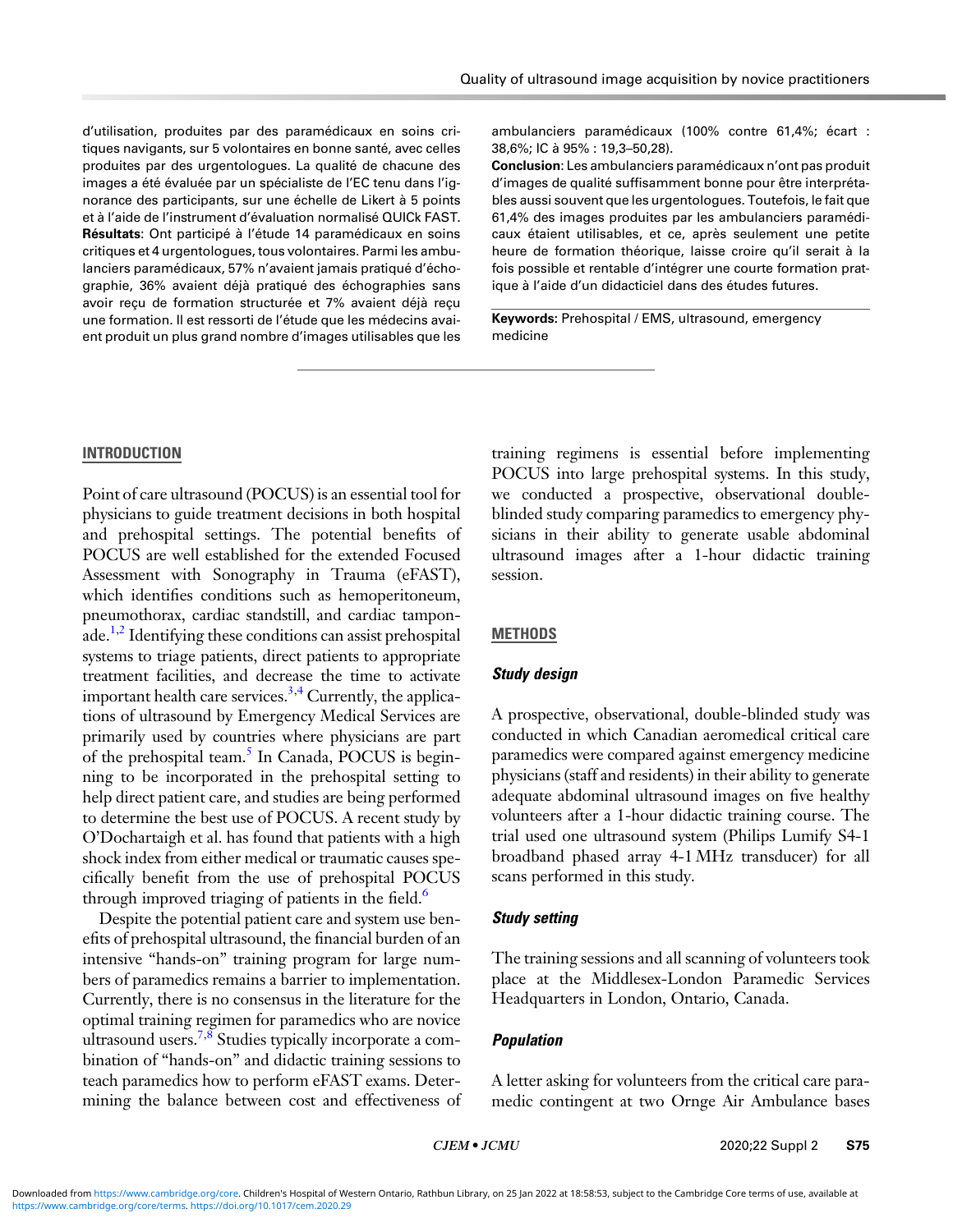d'utilisation, produites par des paramédicaux en soins critiques navigants, sur 5 volontaires en bonne santé, avec celles produites par des urgentologues. La qualité de chacune des images a été évaluée par un spécialiste de l'EC tenu dans l'ignorance des participants, sur une échelle de Likert à 5 points et à l'aide de l'instrument d'évaluation normalisé QUICk FAST. **Résultats**: Ont participé à l'étude 14 paramédicaux en soins critiques et 4 urgentologues, tous volontaires. Parmi les ambulanciers paramédicaux, 57% n'avaient jamais pratiqué d'échographie, 36% avaient déjà pratiqué des échographies sans avoir reçu de formation structurée et 7% avaient déjà reçu une formation. Il est ressorti de l'étude que les médecins avaient produit un plus grand nombre d'images utilisables que les ambulanciers paramédicaux (100% contre 61,4%; écart : 38,6%; IC à 95% : 19,3–50,28).

**Conclusion**: Les ambulanciers paramédicaux n'ont pas produit d'images de qualité suffisamment bonne pour être interprétables aussi souvent que les urgentologues. Toutefois, le fait que 61,4% des images produites par les ambulanciers paramédicaux étaient utilisables, et ce, après seulement une petite heure de formation théorique, laisse croire qu'il serait à la fois possible et rentable d'intégrer une courte formation pratique à l'aide d'un didacticiel dans des études futures.

**Keywords:** Prehospital / EMS, ultrasound, emergency medicine

## INTRODUCTION

Point of care ultrasound (POCUS) is an essential tool for physicians to guide treatment decisions in both hospital and prehospital settings. The potential benefits of POCUS are well established for the extended Focused Assessment with Sonography in Trauma (eFAST), which identifies conditions such as hemoperitoneum, pneumothorax, cardiac standstill, and cardiac tamponade.[1,2] Identifying these conditions can assist prehospital systems to triage patients, direct patients to appropriate treatment facilities, and decrease the time to activate important health care services.[3,4] Currently, the applications of ultrasound by Emergency Medical Services are primarily used by countries where physicians are part of the prehospital team.[5] In Canada, POCUS is beginning to be incorporated in the prehospital setting to help direct patient care, and studies are being performed to determine the best use of POCUS. A recent study by O'Dochartaigh et al. has found that patients with a high shock index from either medical or traumatic causes specifically benefit from the use of prehospital POCUS through improved triaging of patients in the field.[6]

Despite the potential patient care and system use benefits of prehospital ultrasound, the financial burden of an intensive "hands-on" training program for large numbers of paramedics remains a barrier to implementation. Currently, there is no consensus in the literature for the optimal training regimen for paramedics who are novice ultrasound users.[7,8] Studies typically incorporate a combination of "hands-on" and didactic training sessions to teach paramedics how to perform eFAST exams. Determining the balance between cost and effectiveness of training regimens is essential before implementing POCUS into large prehospital systems. In this study, we conducted a prospective, observational double-blinded study comparing paramedics to emergency physicians in their ability to generate usable abdominal ultrasound images after a 1-hour didactic training session.

## METHODS

### *Study design*

A prospective, observational, double-blinded study was conducted in which Canadian aeromedical critical care paramedics were compared against emergency medicine physicians (staff and residents) in their ability to generate adequate abdominal ultrasound images on five healthy volunteers after a 1-hour didactic training course. The trial used one ultrasound system (Philips Lumify S4-1 broadband phased array 4-1 MHz transducer) for all scans performed in this study.

### *Study setting*

The training sessions and all scanning of volunteers took place at the Middlesex-London Paramedic Services Headquarters in London, Ontario, Canada.

### *Population*

A letter asking for volunteers from the critical care paramedic contingent at two Ornge Air Ambulance bases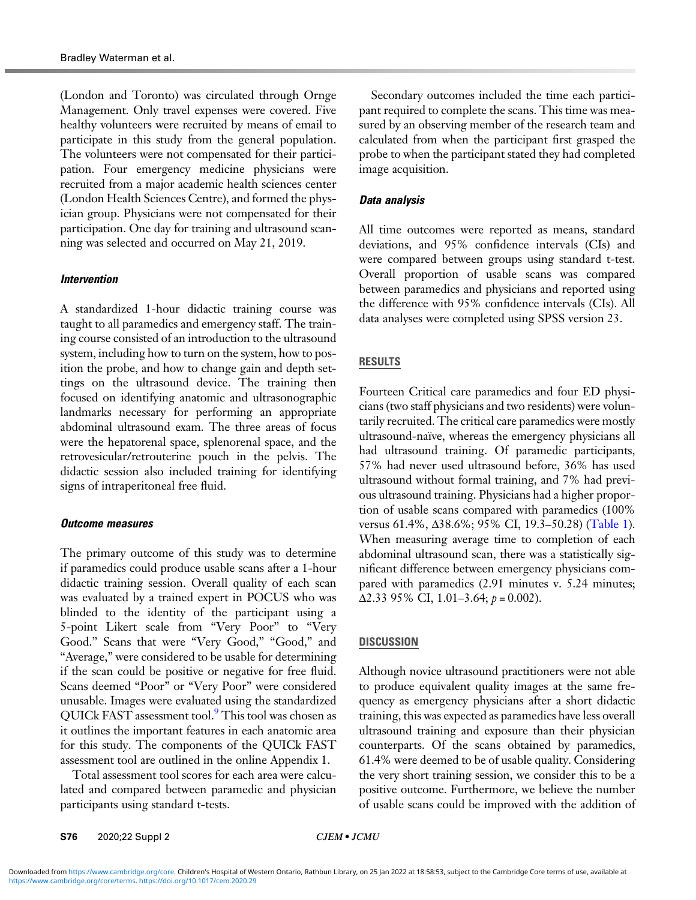(London and Toronto) was circulated through Ornge Management. Only travel expenses were covered. Five healthy volunteers were recruited by means of email to participate in this study from the general population. The volunteers were not compensated for their participation. Four emergency medicine physicians were recruited from a major academic health sciences center (London Health Sciences Centre), and formed the physician group. Physicians were not compensated for their participation. One day for training and ultrasound scanning was selected and occurred on May 21, 2019.

### *Intervention*

A standardized 1-hour didactic training course was taught to all paramedics and emergency staff. The training course consisted of an introduction to the ultrasound system, including how to turn on the system, how to position the probe, and how to change gain and depth settings on the ultrasound device. The training then focused on identifying anatomic and ultrasonographic landmarks necessary for performing an appropriate abdominal ultrasound exam. The three areas of focus were the hepatorenal space, splenorenal space, and the retrovesicular/retrouterine pouch in the pelvis. The didactic session also included training for identifying signs of intraperitoneal free fluid.

### *Outcome measures*

The primary outcome of this study was to determine if paramedics could produce usable scans after a 1-hour didactic training session. Overall quality of each scan was evaluated by a trained expert in POCUS who was blinded to the identity of the participant using a 5-point Likert scale from "Very Poor" to "Very Good." Scans that were "Very Good," "Good," and "Average," were considered to be usable for determining if the scan could be positive or negative for free fluid. Scans deemed "Poor" or "Very Poor" were considered unusable. Images were evaluated using the standardized QUICk FAST assessment tool.[9] This tool was chosen as it outlines the important features in each anatomic area for this study. The components of the QUICk FAST assessment tool are outlined in the online Appendix 1.

Total assessment tool scores for each area were calculated and compared between paramedic and physician participants using standard t-tests.

Secondary outcomes included the time each participant required to complete the scans. This time was measured by an observing member of the research team and calculated from when the participant first grasped the probe to when the participant stated they had completed image acquisition.

### *Data analysis*

All time outcomes were reported as means, standard deviations, and 95% confidence intervals (CIs) and were compared between groups using standard t-test. Overall proportion of usable scans was compared between paramedics and physicians and reported using the difference with 95% confidence intervals (CIs). All data analyses were completed using SPSS version 23.

## RESULTS

Fourteen Critical care paramedics and four ED physicians (two staff physicians and two residents) were voluntarily recruited. The critical care paramedics were mostly ultrasound-naïve, whereas the emergency physicians all had ultrasound training. Of paramedic participants, 57% had never used ultrasound before, 36% has used ultrasound without formal training, and 7% had previous ultrasound training. Physicians had a higher proportion of usable scans compared with paramedics (100% versus 61.4%, $\Delta$38.6%; 95% CI, 19.3–50.28) (Table 1). When measuring average time to completion of each abdominal ultrasound scan, there was a statistically significant difference between emergency physicians compared with paramedics (2.91 minutes v. 5.24 minutes; $\Delta$2.33 95% CI, 1.01–3.64; $p = 0.002$).

## DISCUSSION

Although novice ultrasound practitioners were not able to produce equivalent quality images at the same frequency as emergency physicians after a short didactic training, this was expected as paramedics have less overall ultrasound training and exposure than their physician counterparts. Of the scans obtained by paramedics, 61.4% were deemed to be of usable quality. Considering the very short training session, we consider this to be a positive outcome. Furthermore, we believe the number of usable scans could be improved with the addition of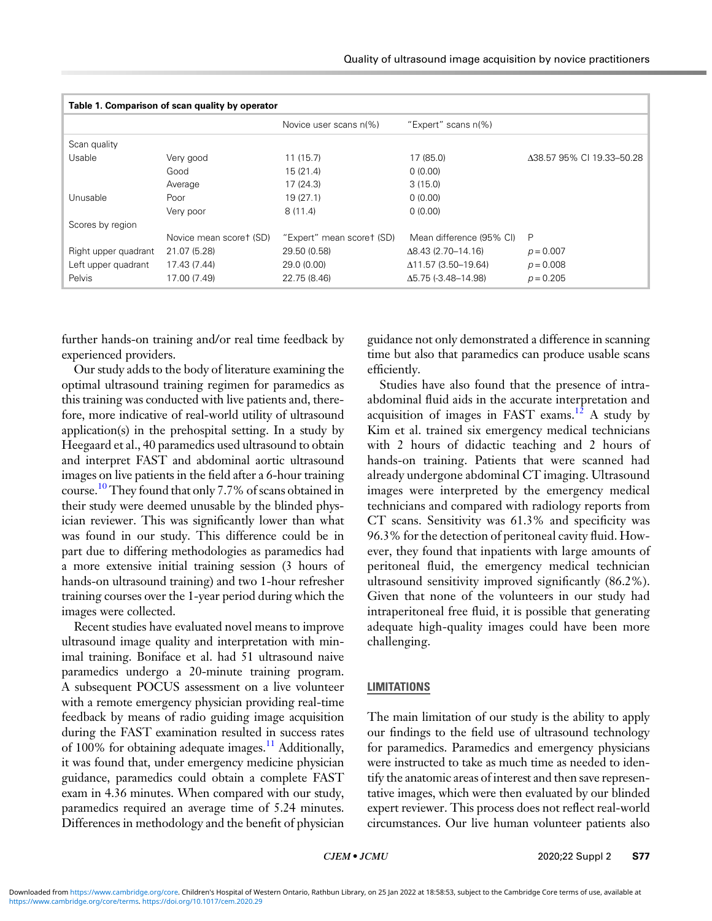**Table 1. Comparison of scan quality by operator**

| | | Novice user scans n(%) | "Expert" scans n(%) | |
|---|---|---|---|---|
| Scan quality | | | | |
| Usable | Very good | 11 (15.7) | 17 (85.0) | Δ38.57 95% CI 19.33–50.28 |
| | Good | 15 (21.4) | 0 (0.00) | |
| | Average | 17 (24.3) | 3 (15.0) | |
| Unusable | Poor | 19 (27.1) | 0 (0.00) | |
| | Very poor | 8 (11.4) | 0 (0.00) | |
| Scores by region | | | | |
| | Novice mean score† (SD) | "Expert" mean score† (SD) | Mean difference (95% CI) | P |
| Right upper quadrant | 21.07 (5.28) | 29.50 (0.58) | Δ8.43 (2.70–14.16) | $p = 0.007$ |
| Left upper quadrant | 17.43 (7.44) | 29.0 (0.00) | Δ11.57 (3.50–19.64) | $p = 0.008$ |
| Pelvis | 17.00 (7.49) | 22.75 (8.46) | Δ5.75 (-3.48–14.98) | $p = 0.205$ |

further hands-on training and/or real time feedback by experienced providers.

Our study adds to the body of literature examining the optimal ultrasound training regimen for paramedics as this training was conducted with live patients and, therefore, more indicative of real-world utility of ultrasound application(s) in the prehospital setting. In a study by Heegaard et al., 40 paramedics used ultrasound to obtain and interpret FAST and abdominal aortic ultrasound images on live patients in the field after a 6-hour training course.[10] They found that only 7.7% of scans obtained in their study were deemed unusable by the blinded physician reviewer. This was significantly lower than what was found in our study. This difference could be in part due to differing methodologies as paramedics had a more extensive initial training session (3 hours of hands-on ultrasound training) and two 1-hour refresher training courses over the 1-year period during which the images were collected.

Recent studies have evaluated novel means to improve ultrasound image quality and interpretation with minimal training. Boniface et al. had 51 ultrasound naive paramedics undergo a 20-minute training program. A subsequent POCUS assessment on a live volunteer with a remote emergency physician providing real-time feedback by means of radio guiding image acquisition during the FAST examination resulted in success rates of 100% for obtaining adequate images.[11] Additionally, it was found that, under emergency medicine physician guidance, paramedics could obtain a complete FAST exam in 4.36 minutes. When compared with our study, paramedics required an average time of 5.24 minutes. Differences in methodology and the benefit of physician guidance not only demonstrated a difference in scanning time but also that paramedics can produce usable scans efficiently.

Studies have also found that the presence of intraabdominal fluid aids in the accurate interpretation and acquisition of images in FAST exams.[12] A study by Kim et al. trained six emergency medical technicians with 2 hours of didactic teaching and 2 hours of hands-on training. Patients that were scanned had already undergone abdominal CT imaging. Ultrasound images were interpreted by the emergency medical technicians and compared with radiology reports from CT scans. Sensitivity was 61.3% and specificity was 96.3% for the detection of peritoneal cavity fluid. However, they found that inpatients with large amounts of peritoneal fluid, the emergency medical technician ultrasound sensitivity improved significantly (86.2%). Given that none of the volunteers in our study had intraperitoneal free fluid, it is possible that generating adequate high-quality images could have been more challenging.

## LIMITATIONS

The main limitation of our study is the ability to apply our findings to the field use of ultrasound technology for paramedics. Paramedics and emergency physicians were instructed to take as much time as needed to identify the anatomic areas of interest and then save representative images, which were then evaluated by our blinded expert reviewer. This process does not reflect real-world circumstances. Our live human volunteer patients also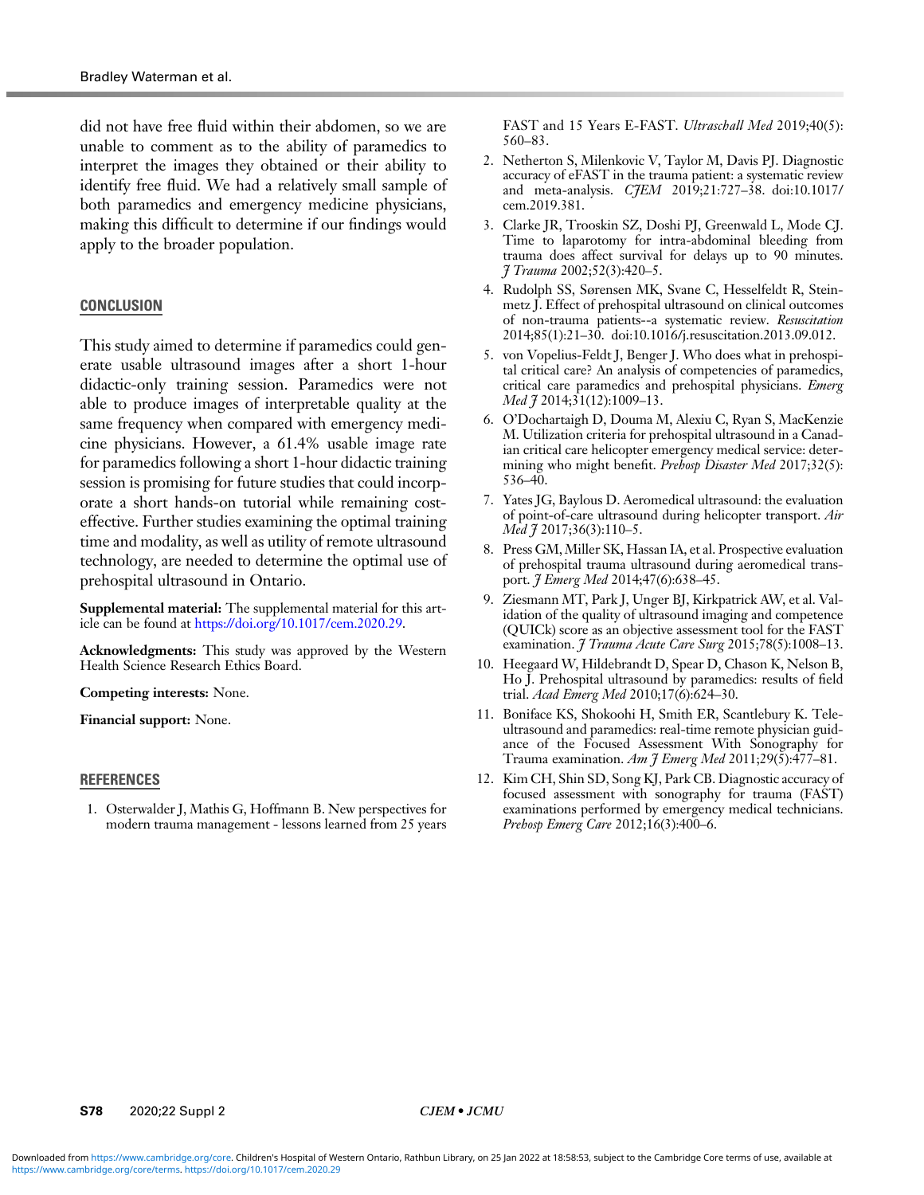did not have free fluid within their abdomen, so we are unable to comment as to the ability of paramedics to interpret the images they obtained or their ability to identify free fluid. We had a relatively small sample of both paramedics and emergency medicine physicians, making this difficult to determine if our findings would apply to the broader population.

## CONCLUSION

This study aimed to determine if paramedics could generate usable ultrasound images after a short 1-hour didactic-only training session. Paramedics were not able to produce images of interpretable quality at the same frequency when compared with emergency medicine physicians. However, a 61.4% usable image rate for paramedics following a short 1-hour didactic training session is promising for future studies that could incorporate a short hands-on tutorial while remaining cost-effective. Further studies examining the optimal training time and modality, as well as utility of remote ultrasound technology, are needed to determine the optimal use of prehospital ultrasound in Ontario.

**Supplemental material:** The supplemental material for this article can be found at https://doi.org/10.1017/cem.2020.29.

**Acknowledgments:** This study was approved by the Western Health Science Research Ethics Board.

**Competing interests:** None.

**Financial support:** None.

## REFERENCES

1. Osterwalder J, Mathis G, Hoffmann B. New perspectives for modern trauma management - lessons learned from 25 years FAST and 15 Years E-FAST. *Ultraschall Med* 2019;40(5): 560–83.
2. Netherton S, Milenkovic V, Taylor M, Davis PJ. Diagnostic accuracy of eFAST in the trauma patient: a systematic review and meta-analysis. *CJEM* 2019;21:727–38. doi:10.1017/cem.2019.381.
3. Clarke JR, Trooskin SZ, Doshi PJ, Greenwald L, Mode CJ. Time to laparotomy for intra-abdominal bleeding from trauma does affect survival for delays up to 90 minutes. *J Trauma* 2002;52(3):420–5.
4. Rudolph SS, Sørensen MK, Svane C, Hesselfeldt R, Steinmetz J. Effect of prehospital ultrasound on clinical outcomes of non-trauma patients--a systematic review. *Resuscitation* 2014;85(1):21–30. doi:10.1016/j.resuscitation.2013.09.012.
5. von Vopelius-Feldt J, Benger J. Who does what in prehospital critical care? An analysis of competencies of paramedics, critical care paramedics and prehospital physicians. *Emerg Med J* 2014;31(12):1009–13.
6. O'Dochartaigh D, Douma M, Alexiu C, Ryan S, MacKenzie M. Utilization criteria for prehospital ultrasound in a Canadian critical care helicopter emergency medical service: determining who might benefit. *Prehosp Disaster Med* 2017;32(5): 536–40.
7. Yates JG, Baylous D. Aeromedical ultrasound: the evaluation of point-of-care ultrasound during helicopter transport. *Air Med J* 2017;36(3):110–5.
8. Press GM, Miller SK, Hassan IA, et al. Prospective evaluation of prehospital trauma ultrasound during aeromedical transport. *J Emerg Med* 2014;47(6):638–45.
9. Ziesmann MT, Park J, Unger BJ, Kirkpatrick AW, et al. Validation of the quality of ultrasound imaging and competence (QUICk) score as an objective assessment tool for the FAST examination. *J Trauma Acute Care Surg* 2015;78(5):1008–13.
10. Heegaard W, Hildebrandt D, Spear D, Chason K, Nelson B, Ho J. Prehospital ultrasound by paramedics: results of field trial. *Acad Emerg Med* 2010;17(6):624–30.
11. Boniface KS, Shokoohi H, Smith ER, Scantlebury K. Teleultrasound and paramedics: real-time remote physician guidance of the Focused Assessment With Sonography for Trauma examination. *Am J Emerg Med* 2011;29(5):477–81.
12. Kim CH, Shin SD, Song KJ, Park CB. Diagnostic accuracy of focused assessment with sonography for trauma (FAST) examinations performed by emergency medical technicians. *Prehosp Emerg Care* 2012;16(3):400–6.